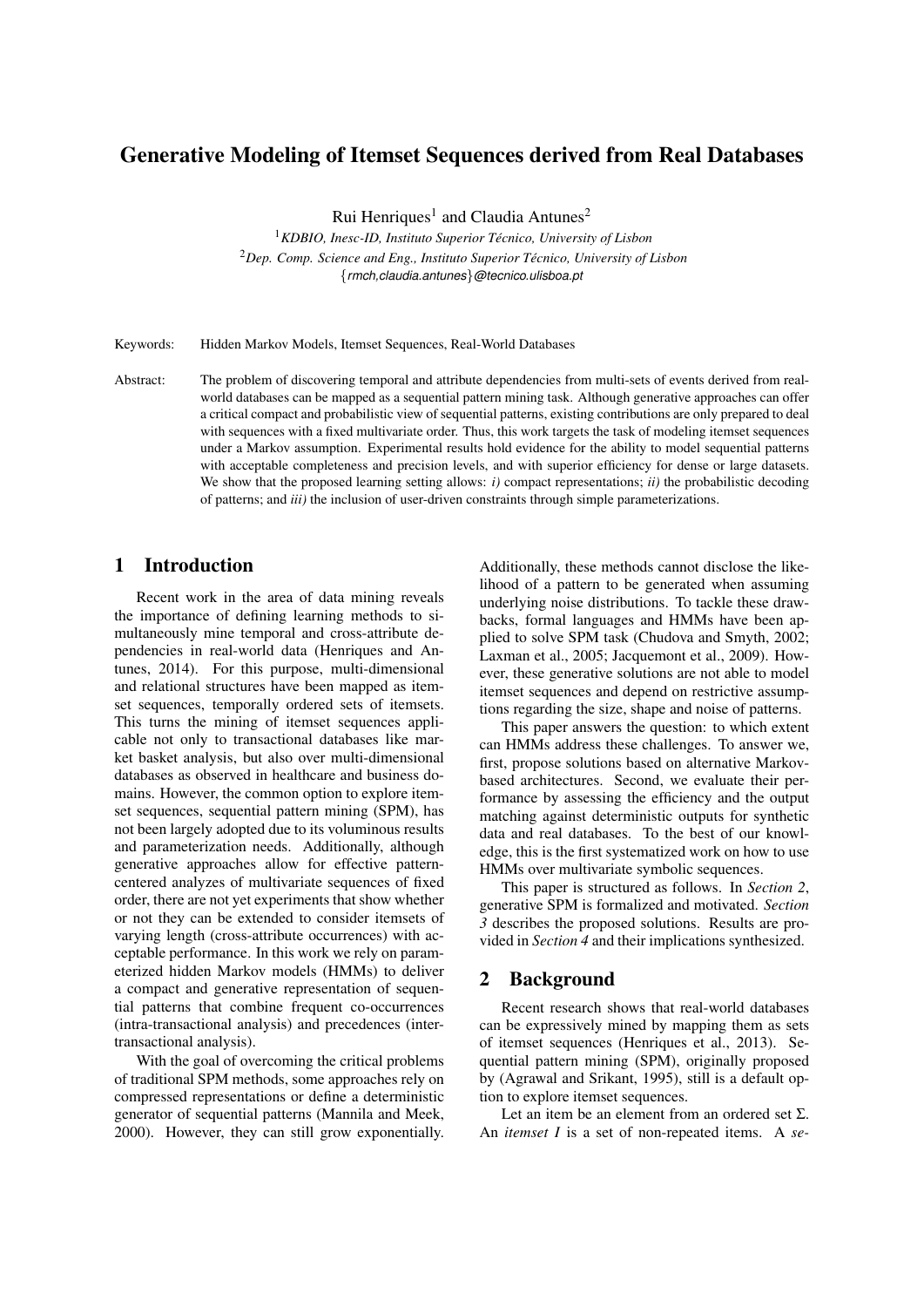# Generative Modeling of Itemset Sequences derived from Real Databases

Rui Henriques[1] and Claudia Antunes[2]

[1] *KDBIO, Inesc-ID, Instituto Superior Técnico, University of Lisbon*
[2] *Dep. Comp. Science and Eng., Instituto Superior Técnico, University of Lisbon*
{rmch,claudia.antunes}@tecnico.ulisboa.pt

Keywords: Hidden Markov Models, Itemset Sequences, Real-World Databases

Abstract: The problem of discovering temporal and attribute dependencies from multi-sets of events derived from real-world databases can be mapped as a sequential pattern mining task. Although generative approaches can offer a critical compact and probabilistic view of sequential patterns, existing contributions are only prepared to deal with sequences with a fixed multivariate order. Thus, this work targets the task of modeling itemset sequences under a Markov assumption. Experimental results hold evidence for the ability to model sequential patterns with acceptable completeness and precision levels, and with superior efficiency for dense or large datasets. We show that the proposed learning setting allows: *i)* compact representations; *ii)* the probabilistic decoding of patterns; and *iii)* the inclusion of user-driven constraints through simple parameterizations.

## 1 Introduction

Recent work in the area of data mining reveals the importance of defining learning methods to simultaneously mine temporal and cross-attribute dependencies in real-world data (Henriques and Antunes, 2014). For this purpose, multi-dimensional and relational structures have been mapped as itemset sequences, temporally ordered sets of itemsets. This turns the mining of itemset sequences applicable not only to transactional databases like market basket analysis, but also over multi-dimensional databases as observed in healthcare and business domains. However, the common option to explore itemset sequences, sequential pattern mining (SPM), has not been largely adopted due to its voluminous results and parameterization needs. Additionally, although generative approaches allow for effective pattern-centered analyzes of multivariate sequences of fixed order, there are not yet experiments that show whether or not they can be extended to consider itemsets of varying length (cross-attribute occurrences) with acceptable performance. In this work we rely on parameterized hidden Markov models (HMMs) to deliver a compact and generative representation of sequential patterns that combine frequent co-occurrences (intra-transactional analysis) and precedences (inter-transactional analysis).

With the goal of overcoming the critical problems of traditional SPM methods, some approaches rely on compressed representations or define a deterministic generator of sequential patterns (Mannila and Meek, 2000). However, they can still grow exponentially. Additionally, these methods cannot disclose the likelihood of a pattern to be generated when assuming underlying noise distributions. To tackle these drawbacks, formal languages and HMMs have been applied to solve SPM task (Chudova and Smyth, 2002; Laxman et al., 2005; Jacquemont et al., 2009). However, these generative solutions are not able to model itemset sequences and depend on restrictive assumptions regarding the size, shape and noise of patterns.

This paper answers the question: to which extent can HMMs address these challenges. To answer we, first, propose solutions based on alternative Markov-based architectures. Second, we evaluate their performance by assessing the efficiency and the output matching against deterministic outputs for synthetic data and real databases. To the best of our knowledge, this is the first systematized work on how to use HMMs over multivariate symbolic sequences.

This paper is structured as follows. In *Section 2*, generative SPM is formalized and motivated. *Section 3* describes the proposed solutions. Results are provided in *Section 4* and their implications synthesized.

## 2 Background

Recent research shows that real-world databases can be expressively mined by mapping them as sets of itemset sequences (Henriques et al., 2013). Sequential pattern mining (SPM), originally proposed by (Agrawal and Srikant, 1995), still is a default option to explore itemset sequences.

Let an item be an element from an ordered set $\Sigma$. An *itemset* $I$ is a set of non-repeated items. A *se-*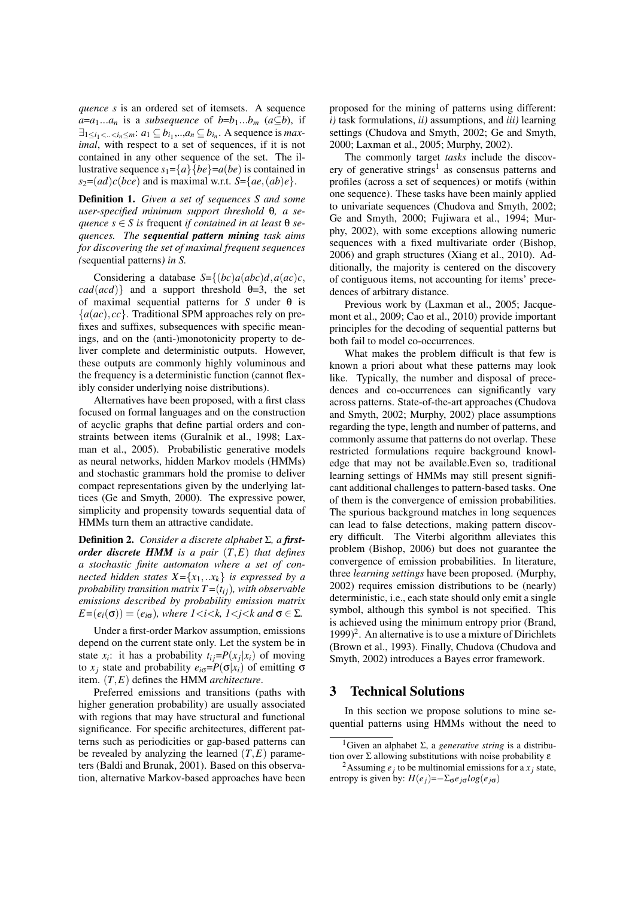*quence s* is an ordered set of itemsets. A sequence $a$=$a_1...a_n$ is a *subsequence* of $b$=$b_1...b_m$ ($a \subseteq b$), if $\exists_{1 \leq i_1 < .. < i_n \leq m}$: $a_1 \subseteq b_{i_1}$,..,$a_n \subseteq b_{i_n}$. A sequence is *maximal*, with respect to a set of sequences, if it is not contained in any other sequence of the set. The illustrative sequence $s_1$=$\{a\}\{be\}$=$a(be)$ is contained in $s_2$=$(ad)c(bce)$ and is maximal w.r.t. $S$=$\{ae, (ab)e\}$.

**Definition 1.** *Given a set of sequences S and some user-specified minimum support threshold* $\theta$*, a sequence* $s \in S$ *is* frequent *if contained in at least* $\theta$ *sequences. The* ***sequential pattern mining*** *task aims for discovering the set of maximal frequent sequences (*sequential patterns*) in S.*

Considering a database $S$=$\{(bc)a(abc)d, a(ac)c, cad(acd)\}$ and a support threshold $\theta$=3, the set of maximal sequential patterns for $S$ under $\theta$ is $\{a(ac), cc\}$. Traditional SPM approaches rely on prefixes and suffixes, subsequences with specific meanings, and on the (anti-)monotonicity property to deliver complete and deterministic outputs. However, these outputs are commonly highly voluminous and the frequency is a deterministic function (cannot flexibly consider underlying noise distributions).

Alternatives have been proposed, with a first class focused on formal languages and on the construction of acyclic graphs that define partial orders and constraints between items (Guralnik et al., 1998; Laxman et al., 2005). Probabilistic generative models as neural networks, hidden Markov models (HMMs) and stochastic grammars hold the promise to deliver compact representations given by the underlying lattices (Ge and Smyth, 2000). The expressive power, simplicity and propensity towards sequential data of HMMs turn them an attractive candidate.

**Definition 2.** *Consider a discrete alphabet* $\Sigma$*, a* ***first-order discrete HMM*** *is a pair* $(T,E)$ *that defines a stochastic finite automaton where a set of connected hidden states* $X$=$\{x_1,..x_k\}$ *is expressed by a probability transition matrix* $T$=$(t_{ij})$*, with observable emissions described by probability emission matrix* $E$=$(e_i(\sigma)) = (e_{i\sigma})$*, where* $1$<$i$<$k$*,* $1$<$j$<$k$ *and* $\sigma \in \Sigma$*.*

Under a first-order Markov assumption, emissions depend on the current state only. Let the system be in state $x_i$: it has a probability $t_{ij}$=$P(x_j|x_i)$ of moving to $x_j$ state and probability $e_{i\sigma}$=$P(\sigma|x_i)$ of emitting $\sigma$ item. $(T,E)$ defines the HMM *architecture*.

Preferred emissions and transitions (paths with higher generation probability) are usually associated with regions that may have structural and functional significance. For specific architectures, different patterns such as periodicities or gap-based patterns can be revealed by analyzing the learned $(T,E)$ parameters (Baldi and Brunak, 2001). Based on this observation, alternative Markov-based approaches have been proposed for the mining of patterns using different: *i)* task formulations, *ii)* assumptions, and *iii)* learning settings (Chudova and Smyth, 2002; Ge and Smyth, 2000; Laxman et al., 2005; Murphy, 2002).

The commonly target *tasks* include the discovery of generative strings[1] as consensus patterns and profiles (across a set of sequences) or motifs (within one sequence). These tasks have been mainly applied to univariate sequences (Chudova and Smyth, 2002; Ge and Smyth, 2000; Fujiwara et al., 1994; Murphy, 2002), with some exceptions allowing numeric sequences with a fixed multivariate order (Bishop, 2006) and graph structures (Xiang et al., 2010). Additionally, the majority is centered on the discovery of contiguous items, not accounting for items' precedences of arbitrary distance.

Previous work by (Laxman et al., 2005; Jacquemont et al., 2009; Cao et al., 2010) provide important principles for the decoding of sequential patterns but both fail to model co-occurrences.

What makes the problem difficult is that few is known a priori about what these patterns may look like. Typically, the number and disposal of precedences and co-occurrences can significantly vary across patterns. State-of-the-art approaches (Chudova and Smyth, 2002; Murphy, 2002) place assumptions regarding the type, length and number of patterns, and commonly assume that patterns do not overlap. These restricted formulations require background knowledge that may not be available.Even so, traditional learning settings of HMMs may still present significant additional challenges to pattern-based tasks. One of them is the convergence of emission probabilities. The spurious background matches in long sequences can lead to false detections, making pattern discovery difficult. The Viterbi algorithm alleviates this problem (Bishop, 2006) but does not guarantee the convergence of emission probabilities. In literature, three *learning settings* have been proposed. (Murphy, 2002) requires emission distributions to be (nearly) deterministic, i.e., each state should only emit a single symbol, although this symbol is not specified. This is achieved using the minimum entropy prior (Brand, 1999)[2]. An alternative is to use a mixture of Dirichlets (Brown et al., 1993). Finally, Chudova (Chudova and Smyth, 2002) introduces a Bayes error framework.

## 3 Technical Solutions

In this section we propose solutions to mine sequential patterns using HMMs without the need to

[1] Given an alphabet $\Sigma$, a *generative string* is a distribution over $\Sigma$ allowing substitutions with noise probability $\varepsilon$

[2] Assuming $e_j$ to be multinomial emissions for a $x_j$ state, entropy is given by: $H(e_j)$=$-\Sigma_\sigma e_{j\sigma} log(e_{j\sigma})$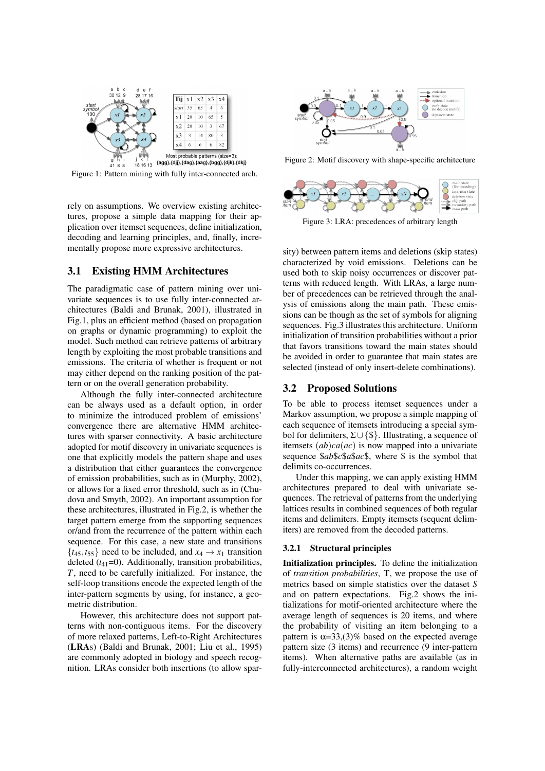Figure 1: Pattern mining with fully inter-connected arch.

rely on assumptions. We overview existing architectures, propose a simple data mapping for their application over itemset sequences, define initialization, decoding and learning principles, and, finally, incrementally propose more expressive architectures.

## 3.1 Existing HMM Architectures

The paradigmatic case of pattern mining over univariate sequences is to use fully inter-connected architectures (Baldi and Brunak, 2001), illustrated in Fig.1, plus an efficient method (based on propagation on graphs or dynamic programming) to exploit the model. Such method can retrieve patterns of arbitrary length by exploiting the most probable transitions and emissions. The criteria of whether is frequent or not may either depend on the ranking position of the pattern or on the overall generation probability.

Although the fully inter-connected architecture can be always used as a default option, in order to minimize the introduced problem of emissions' convergence there are alternative HMM architectures with sparser connectivity. A basic architecture adopted for motif discovery in univariate sequences is one that explicitly models the pattern shape and uses a distribution that either guarantees the convergence of emission probabilities, such as in (Murphy, 2002), or allows for a fixed error threshold, such as in (Chudova and Smyth, 2002). An important assumption for these architectures, illustrated in Fig.2, is whether the target pattern emerge from the supporting sequences or/and from the recurrence of the pattern within each sequence. For this case, a new state and transitions $\{t_{45}, t_{55}\}$ need to be included, and $x_4 \rightarrow x_1$ transition deleted ($t_{41}$=0). Additionally, transition probabilities, $T$, need to be carefully initialized. For instance, the self-loop transitions encode the expected length of the inter-pattern segments by using, for instance, a geometric distribution.

However, this architecture does not support patterns with non-contiguous items. For the discovery of more relaxed patterns, Left-to-Right Architectures (**LRA**s) (Baldi and Brunak, 2001; Liu et al., 1995) are commonly adopted in biology and speech recognition. LRAs consider both insertions (to allow sparsity) between pattern items and deletions (skip states) characterized by void emissions. Deletions can be used both to skip noisy occurrences or discover patterns with reduced length. With LRAs, a large number of precedences can be retrieved through the analysis of emissions along the main path. These emissions can be though as the set of symbols for aligning sequences. Fig.3 illustrates this architecture. Uniform initialization of transition probabilities without a prior that favors transitions toward the main states should be avoided in order to guarantee that main states are selected (instead of only insert-delete combinations).

Figure 2: Motif discovery with shape-specific architecture

Figure 3: LRA: precedences of arbitrary length

## 3.2 Proposed Solutions

To be able to process itemset sequences under a Markov assumption, we propose a simple mapping of each sequence of itemsets introducing a special symbol for delimiters, $\Sigma \cup \{\$\}$. Illustrating, a sequence of itemsets $(ab)ca(ac)$ is now mapped into a univariate sequence $\$ab\$c\$a\$ac\$$, where \$ is the symbol that delimits co-occurrences.

Under this mapping, we can apply existing HMM architectures prepared to deal with univariate sequences. The retrieval of patterns from the underlying lattices results in combined sequences of both regular items and delimiters. Empty itemsets (sequent delimiters) are removed from the decoded patterns.

### 3.2.1 Structural principles

**Initialization principles.** To define the initialization of *transition probabilities*, **T**, we propose the use of metrics based on simple statistics over the dataset $S$ and on pattern expectations. Fig.2 shows the initializations for motif-oriented architecture where the average length of sequences is 20 items, and where the probability of visiting an item belonging to a pattern is $\alpha$=33,(3)% based on the expected average pattern size (3 items) and recurrence (9 inter-pattern items). When alternative paths are available (as in fully-interconnected architectures), a random weight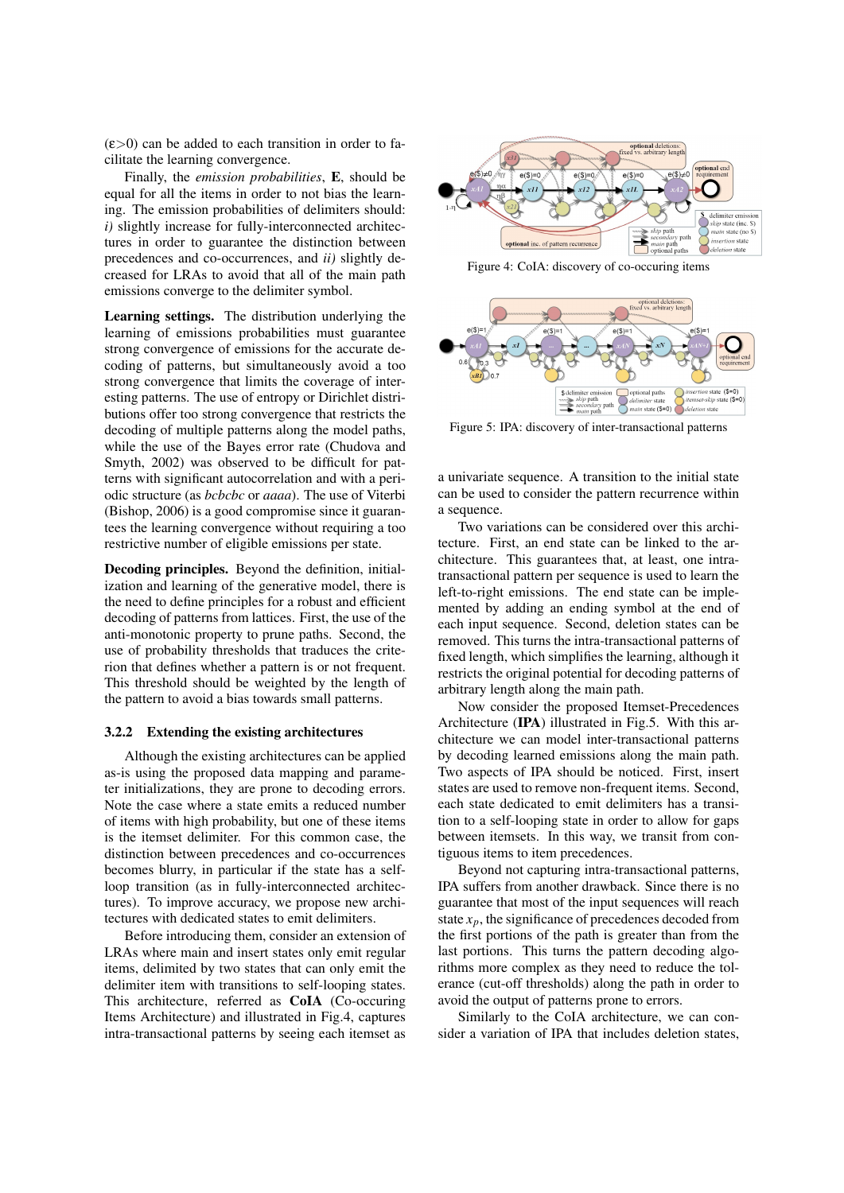($\varepsilon$>0) can be added to each transition in order to facilitate the learning convergence.

Finally, the *emission probabilities*, **E**, should be equal for all the items in order to not bias the learning. The emission probabilities of delimiters should: *i)* slightly increase for fully-interconnected architectures in order to guarantee the distinction between precedences and co-occurrences, and *ii)* slightly decreased for LRAs to avoid that all of the main path emissions converge to the delimiter symbol.

**Learning settings.** The distribution underlying the learning of emissions probabilities must guarantee strong convergence of emissions for the accurate decoding of patterns, but simultaneously avoid a too strong convergence that limits the coverage of interesting patterns. The use of entropy or Dirichlet distributions offer too strong convergence that restricts the decoding of multiple patterns along the model paths, while the use of the Bayes error rate (Chudova and Smyth, 2002) was observed to be difficult for patterns with significant autocorrelation and with a periodic structure (as *bcbcbc* or *aaaa*). The use of Viterbi (Bishop, 2006) is a good compromise since it guarantees the learning convergence without requiring a too restrictive number of eligible emissions per state.

**Decoding principles.** Beyond the definition, initialization and learning of the generative model, there is the need to define principles for a robust and efficient decoding of patterns from lattices. First, the use of the anti-monotonic property to prune paths. Second, the use of probability thresholds that traduces the criterion that defines whether a pattern is or not frequent. This threshold should be weighted by the length of the pattern to avoid a bias towards small patterns.

### 3.2.2 Extending the existing architectures

Although the existing architectures can be applied as-is using the proposed data mapping and parameter initializations, they are prone to decoding errors. Note the case where a state emits a reduced number of items with high probability, but one of these items is the itemset delimiter. For this common case, the distinction between precedences and co-occurrences becomes blurry, in particular if the state has a self-loop transition (as in fully-interconnected architectures). To improve accuracy, we propose new architectures with dedicated states to emit delimiters.

Before introducing them, consider an extension of LRAs where main and insert states only emit regular items, delimited by two states that can only emit the delimiter item with transitions to self-looping states. This architecture, referred as **CoIA** (Co-occuring Items Architecture) and illustrated in Fig.4, captures intra-transactional patterns by seeing each itemset as

Figure 4: CoIA: discovery of co-occuring items

Figure 5: IPA: discovery of inter-transactional patterns

a univariate sequence. A transition to the initial state can be used to consider the pattern recurrence within a sequence.

Two variations can be considered over this architecture. First, an end state can be linked to the architecture. This guarantees that, at least, one intra-transactional pattern per sequence is used to learn the left-to-right emissions. The end state can be implemented by adding an ending symbol at the end of each input sequence. Second, deletion states can be removed. This turns the intra-transactional patterns of fixed length, which simplifies the learning, although it restricts the original potential for decoding patterns of arbitrary length along the main path.

Now consider the proposed Itemset-Precedences Architecture (**IPA**) illustrated in Fig.5. With this architecture we can model inter-transactional patterns by decoding learned emissions along the main path. Two aspects of IPA should be noticed. First, insert states are used to remove non-frequent items. Second, each state dedicated to emit delimiters has a transition to a self-looping state in order to allow for gaps between itemsets. In this way, we transit from contiguous items to item precedences.

Beyond not capturing intra-transactional patterns, IPA suffers from another drawback. Since there is no guarantee that most of the input sequences will reach state $x_p$, the significance of precedences decoded from the first portions of the path is greater than from the last portions. This turns the pattern decoding algorithms more complex as they need to reduce the tolerance (cut-off thresholds) along the path in order to avoid the output of patterns prone to errors.

Similarly to the CoIA architecture, we can consider a variation of IPA that includes deletion states,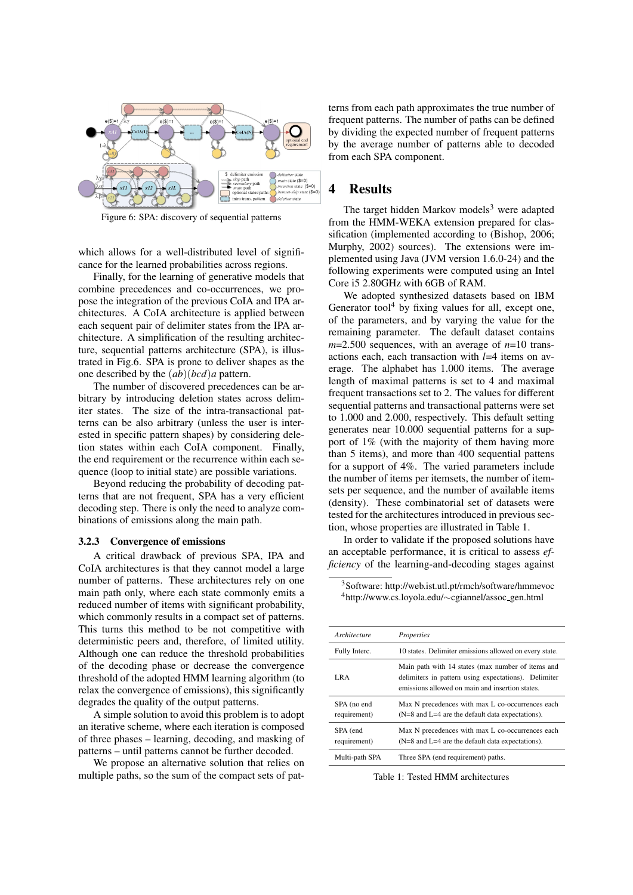Figure 6: SPA: discovery of sequential patterns

which allows for a well-distributed level of significance for the learned probabilities across regions.

Finally, for the learning of generative models that combine precedences and co-occurrences, we propose the integration of the previous CoIA and IPA architectures. A CoIA architecture is applied between each sequent pair of delimiter states from the IPA architecture. A simplification of the resulting architecture, sequential patterns architecture (SPA), is illustrated in Fig.6. SPA is prone to deliver shapes as the one described by the $(ab)(bcd)a$ pattern.

The number of discovered precedences can be arbitrary by introducing deletion states across delimiter states. The size of the intra-transactional patterns can be also arbitrary (unless the user is interested in specific pattern shapes) by considering deletion states within each CoIA component. Finally, the end requirement or the recurrence within each sequence (loop to initial state) are possible variations.

Beyond reducing the probability of decoding patterns that are not frequent, SPA has a very efficient decoding step. There is only the need to analyze combinations of emissions along the main path.

### 3.2.3 Convergence of emissions

A critical drawback of previous SPA, IPA and CoIA architectures is that they cannot model a large number of patterns. These architectures rely on one main path only, where each state commonly emits a reduced number of items with significant probability, which commonly results in a compact set of patterns. This turns this method to be not competitive with deterministic peers and, therefore, of limited utility. Although one can reduce the threshold probabilities of the decoding phase or decrease the convergence threshold of the adopted HMM learning algorithm (to relax the convergence of emissions), this significantly degrades the quality of the output patterns.

A simple solution to avoid this problem is to adopt an iterative scheme, where each iteration is composed of three phases – learning, decoding, and masking of patterns – until patterns cannot be further decoded.

We propose an alternative solution that relies on multiple paths, so the sum of the compact sets of patterns from each path approximates the true number of frequent patterns. The number of paths can be defined by dividing the expected number of frequent patterns by the average number of patterns able to decoded from each SPA component.

## 4 Results

The target hidden Markov models[3] were adapted from the HMM-WEKA extension prepared for classification (implemented according to (Bishop, 2006; Murphy, 2002) sources). The extensions were implemented using Java (JVM version 1.6.0-24) and the following experiments were computed using an Intel Core i5 2.80GHz with 6GB of RAM.

We adopted synthesized datasets based on IBM Generator tool[4] by fixing values for all, except one, of the parameters, and by varying the value for the remaining parameter. The default dataset contains $m$=2.500 sequences, with an average of $n$=10 transactions each, each transaction with $l$=4 items on average. The alphabet has 1.000 items. The average length of maximal patterns is set to 4 and maximal frequent transactions set to 2. The values for different sequential patterns and transactional patterns were set to 1.000 and 2.000, respectively. This default setting generates near 10.000 sequential patterns for a support of 1% (with the majority of them having more than 5 items), and more than 400 sequential pattens for a support of 4%. The varied parameters include the number of items per itemsets, the number of itemsets per sequence, and the number of available items (density). These combinatorial set of datasets were tested for the architectures introduced in previous section, whose properties are illustrated in Table 1.

In order to validate if the proposed solutions have an acceptable performance, it is critical to assess *efficiency* of the learning-and-decoding stages against

[3] Software: http://web.ist.utl.pt/rmch/software/hmmevoc
[4] http://www.cs.loyola.edu/∼cgiannel/assoc_gen.html

| *Architecture* | *Properties* |
|---|---|
| Fully Interc. | 10 states. Delimiter emissions allowed on every state. |
| LRA | Main path with 14 states (max number of items and delimiters in pattern using expectations). Delimiter emissions allowed on main and insertion states. |
| SPA (no end requirement) | Max N precedences with max L co-occurrences each (N=8 and L=4 are the default data expectations). |
| SPA (end requirement) | Max N precedences with max L co-occurrences each (N=8 and L=4 are the default data expectations). |
| Multi-path SPA | Three SPA (end requirement) paths. |

Table 1: Tested HMM architectures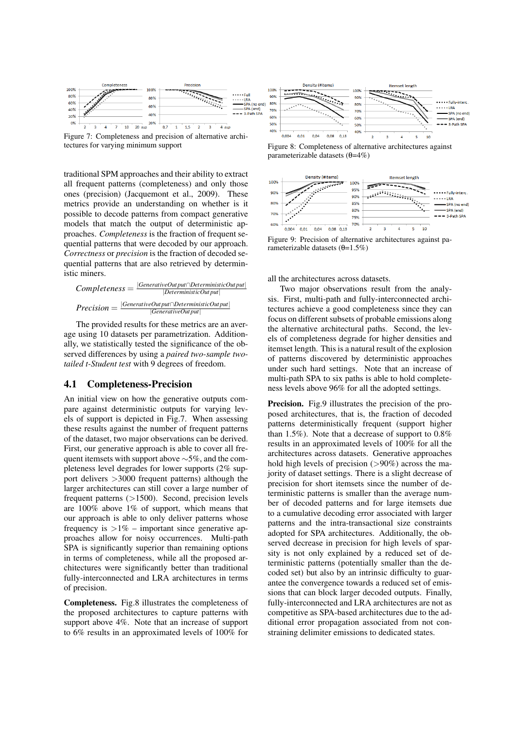Figure 7: Completeness and precision of alternative architectures for varying minimum support

Figure 8: Completeness of alternative architectures against parameterizable datasets (θ=4%)

Figure 9: Precision of alternative architectures against parameterizable datasets (θ=1.5%)

traditional SPM approaches and their ability to extract all frequent patterns (completeness) and only those ones (precision) (Jacquemont et al., 2009). These metrics provide an understanding on whether is it possible to decode patterns from compact generative models that match the output of deterministic approaches. *Completeness* is the fraction of frequent sequential patterns that were decoded by our approach. *Correctness* or *precision* is the fraction of decoded sequential patterns that are also retrieved by deterministic miners.

$$Completeness = \frac{|GenerativeOutput \cap DeterministicOutput|}{|DeterministicOutput|}$$

$$Precision = \frac{|GenerativeOutput \cap DeterministicOutput|}{|GenerativeOutput|}$$

The provided results for these metrics are an average using 10 datasets per parametrization. Additionally, we statistically tested the significance of the observed differences by using a *paired two-sample two-tailed t-Student test* with 9 degrees of freedom.

## 4.1 Completeness-Precision

An initial view on how the generative outputs compare against deterministic outputs for varying levels of support is depicted in Fig.7. When assessing these results against the number of frequent patterns of the dataset, two major observations can be derived. First, our generative approach is able to cover all frequent itemsets with support above ∼5%, and the completeness level degrades for lower supports (2% support delivers >3000 frequent patterns) although the larger architectures can still cover a large number of frequent patterns (>1500). Second, precision levels are 100% above 1% of support, which means that our approach is able to only deliver patterns whose frequency is >1% – important since generative approaches allow for noisy occurrences. Multi-path SPA is significantly superior than remaining options in terms of completeness, while all the proposed architectures were significantly better than traditional fully-interconnected and LRA architectures in terms of precision.

**Completeness.** Fig.8 illustrates the completeness of the proposed architectures to capture patterns with support above 4%. Note that an increase of support to 6% results in an approximated levels of 100% for all the architectures across datasets.

Two major observations result from the analysis. First, multi-path and fully-interconnected architectures achieve a good completeness since they can focus on different subsets of probable emissions along the alternative architectural paths. Second, the levels of completeness degrade for higher densities and itemset length. This is a natural result of the explosion of patterns discovered by deterministic approaches under such hard settings. Note that an increase of multi-path SPA to six paths is able to hold completeness levels above 96% for all the adopted settings.

**Precision.** Fig.9 illustrates the precision of the proposed architectures, that is, the fraction of decoded patterns deterministically frequent (support higher than 1.5%). Note that a decrease of support to 0.8% results in an approximated levels of 100% for all the architectures across datasets. Generative approaches hold high levels of precision (>90%) across the majority of dataset settings. There is a slight decrease of precision for short itemsets since the number of deterministic patterns is smaller than the average number of decoded patterns and for large itemsets due to a cumulative decoding error associated with larger patterns and the intra-transactional size constraints adopted for SPA architectures. Additionally, the observed decrease in precision for high levels of sparsity is not only explained by a reduced set of deterministic patterns (potentially smaller than the decoded set) but also by an intrinsic difficulty to guarantee the convergence towards a reduced set of emissions that can block larger decoded outputs. Finally, fully-interconnected and LRA architectures are not as competitive as SPA-based architectures due to the additional error propagation associated from not constraining delimiter emissions to dedicated states.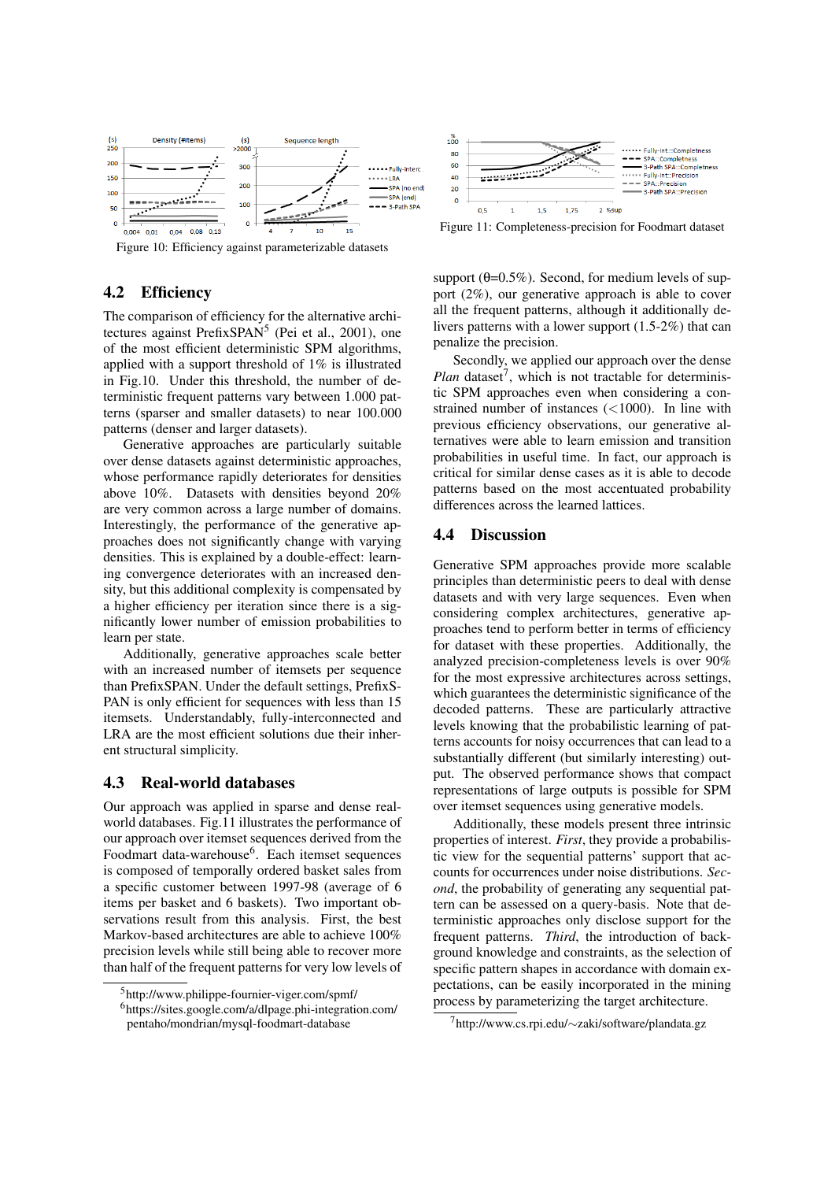Figure 10: Efficiency against parameterizable datasets

Figure 11: Completeness-precision for Foodmart dataset

## 4.2 Efficiency

The comparison of efficiency for the alternative architectures against PrefixSPAN[5] (Pei et al., 2001), one of the most efficient deterministic SPM algorithms, applied with a support threshold of 1% is illustrated in Fig.10. Under this threshold, the number of deterministic frequent patterns vary between 1.000 patterns (sparser and smaller datasets) to near 100.000 patterns (denser and larger datasets).

Generative approaches are particularly suitable over dense datasets against deterministic approaches, whose performance rapidly deteriorates for densities above 10%. Datasets with densities beyond 20% are very common across a large number of domains. Interestingly, the performance of the generative approaches does not significantly change with varying densities. This is explained by a double-effect: learning convergence deteriorates with an increased density, but this additional complexity is compensated by a higher efficiency per iteration since there is a significantly lower number of emission probabilities to learn per state.

Additionally, generative approaches scale better with an increased number of itemsets per sequence than PrefixSPAN. Under the default settings, PrefixSPAN is only efficient for sequences with less than 15 itemsets. Understandably, fully-interconnected and LRA are the most efficient solutions due their inherent structural simplicity.

## 4.3 Real-world databases

Our approach was applied in sparse and dense real-world databases. Fig.11 illustrates the performance of our approach over itemset sequences derived from the Foodmart data-warehouse[6]. Each itemset sequences is composed of temporally ordered basket sales from a specific customer between 1997-98 (average of 6 items per basket and 6 baskets). Two important observations result from this analysis. First, the best Markov-based architectures are able to achieve 100% precision levels while still being able to recover more than half of the frequent patterns for very low levels of support ($\theta$=0.5%). Second, for medium levels of support (2%), our generative approach is able to cover all the frequent patterns, although it additionally delivers patterns with a lower support (1.5-2%) that can penalize the precision.

Secondly, we applied our approach over the dense *Plan* dataset[7], which is not tractable for deterministic SPM approaches even when considering a constrained number of instances (<1000). In line with previous efficiency observations, our generative alternatives were able to learn emission and transition probabilities in useful time. In fact, our approach is critical for similar dense cases as it is able to decode patterns based on the most accentuated probability differences across the learned lattices.

## 4.4 Discussion

Generative SPM approaches provide more scalable principles than deterministic peers to deal with dense datasets and with very large sequences. Even when considering complex architectures, generative approaches tend to perform better in terms of efficiency for dataset with these properties. Additionally, the analyzed precision-completeness levels is over 90% for the most expressive architectures across settings, which guarantees the deterministic significance of the decoded patterns. These are particularly attractive levels knowing that the probabilistic learning of patterns accounts for noisy occurrences that can lead to a substantially different (but similarly interesting) output. The observed performance shows that compact representations of large outputs is possible for SPM over itemset sequences using generative models.

Additionally, these models present three intrinsic properties of interest. *First*, they provide a probabilistic view for the sequential patterns' support that accounts for occurrences under noise distributions. *Second*, the probability of generating any sequential pattern can be assessed on a query-basis. Note that deterministic approaches only disclose support for the frequent patterns. *Third*, the introduction of background knowledge and constraints, as the selection of specific pattern shapes in accordance with domain expectations, can be easily incorporated in the mining process by parameterizing the target architecture.

[5] http://www.philippe-fournier-viger.com/spmf/

[6] https://sites.google.com/a/dlpage.phi-integration.com/pentaho/mondrian/mysql-foodmart-database

[7] http://www.cs.rpi.edu/~zaki/software/plandata.gz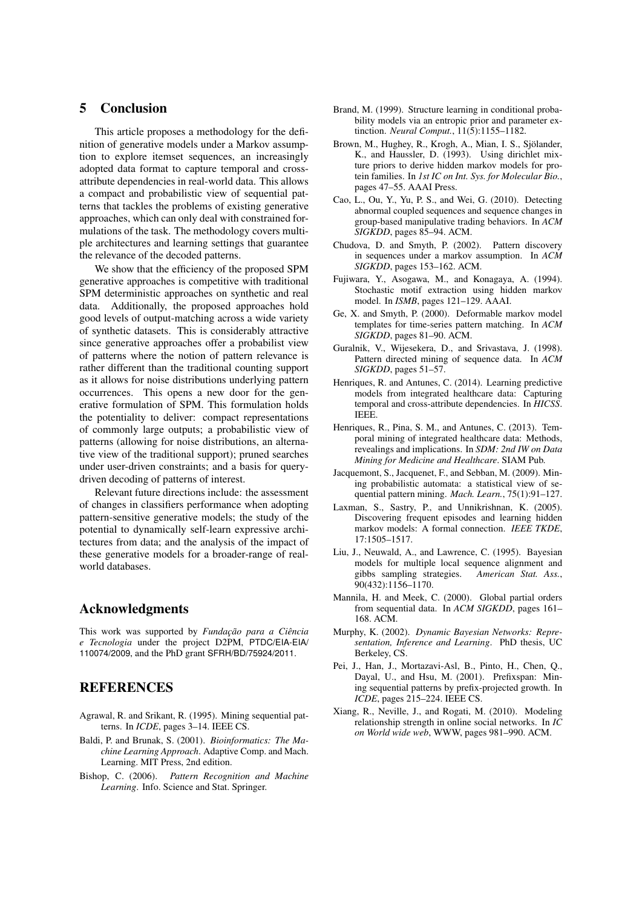## 5 Conclusion

This article proposes a methodology for the definition of generative models under a Markov assumption to explore itemset sequences, an increasingly adopted data format to capture temporal and cross-attribute dependencies in real-world data. This allows a compact and probabilistic view of sequential patterns that tackles the problems of existing generative approaches, which can only deal with constrained formulations of the task. The methodology covers multiple architectures and learning settings that guarantee the relevance of the decoded patterns.

We show that the efficiency of the proposed SPM generative approaches is competitive with traditional SPM deterministic approaches on synthetic and real data. Additionally, the proposed approaches hold good levels of output-matching across a wide variety of synthetic datasets. This is considerably attractive since generative approaches offer a probabilist view of patterns where the notion of pattern relevance is rather different than the traditional counting support as it allows for noise distributions underlying pattern occurrences. This opens a new door for the generative formulation of SPM. This formulation holds the potentiality to deliver: compact representations of commonly large outputs; a probabilistic view of patterns (allowing for noise distributions, an alternative view of the traditional support); pruned searches under user-driven constraints; and a basis for query-driven decoding of patterns of interest.

Relevant future directions include: the assessment of changes in classifiers performance when adopting pattern-sensitive generative models; the study of the potential to dynamically self-learn expressive architectures from data; and the analysis of the impact of these generative models for a broader-range of real-world databases.

## Acknowledgments

This work was supported by *Fundação para a Ciência e Tecnologia* under the project D2PM, PTDC/EIA-EIA/110074/2009, and the PhD grant SFRH/BD/75924/2011.

## REFERENCES

Agrawal, R. and Srikant, R. (1995). Mining sequential patterns. In *ICDE*, pages 3–14. IEEE CS.

Baldi, P. and Brunak, S. (2001). *Bioinformatics: The Machine Learning Approach*. Adaptive Comp. and Mach. Learning. MIT Press, 2nd edition.

Bishop, C. (2006). *Pattern Recognition and Machine Learning*. Info. Science and Stat. Springer.

Brand, M. (1999). Structure learning in conditional probability models via an entropic prior and parameter extinction. *Neural Comput.*, 11(5):1155–1182.

Brown, M., Hughey, R., Krogh, A., Mian, I. S., Sjölander, K., and Haussler, D. (1993). Using dirichlet mixture priors to derive hidden markov models for protein families. In *1st IC on Int. Sys. for Molecular Bio.*, pages 47–55. AAAI Press.

Cao, L., Ou, Y., Yu, P. S., and Wei, G. (2010). Detecting abnormal coupled sequences and sequence changes in group-based manipulative trading behaviors. In *ACM SIGKDD*, pages 85–94. ACM.

Chudova, D. and Smyth, P. (2002). Pattern discovery in sequences under a markov assumption. In *ACM SIGKDD*, pages 153–162. ACM.

Fujiwara, Y., Asogawa, M., and Konagaya, A. (1994). Stochastic motif extraction using hidden markov model. In *ISMB*, pages 121–129. AAAI.

Ge, X. and Smyth, P. (2000). Deformable markov model templates for time-series pattern matching. In *ACM SIGKDD*, pages 81–90. ACM.

Guralnik, V., Wijesekera, D., and Srivastava, J. (1998). Pattern directed mining of sequence data. In *ACM SIGKDD*, pages 51–57.

Henriques, R. and Antunes, C. (2014). Learning predictive models from integrated healthcare data: Capturing temporal and cross-attribute dependencies. In *HICSS*. IEEE.

Henriques, R., Pina, S. M., and Antunes, C. (2013). Temporal mining of integrated healthcare data: Methods, revealings and implications. In *SDM: 2nd IW on Data Mining for Medicine and Healthcare*. SIAM Pub.

Jacquemont, S., Jacquenet, F., and Sebban, M. (2009). Mining probabilistic automata: a statistical view of sequential pattern mining. *Mach. Learn.*, 75(1):91–127.

Laxman, S., Sastry, P., and Unnikrishnan, K. (2005). Discovering frequent episodes and learning hidden markov models: A formal connection. *IEEE TKDE*, 17:1505–1517.

Liu, J., Neuwald, A., and Lawrence, C. (1995). Bayesian models for multiple local sequence alignment and gibbs sampling strategies. *American Stat. Ass.*, 90(432):1156–1170.

Mannila, H. and Meek, C. (2000). Global partial orders from sequential data. In *ACM SIGKDD*, pages 161–168. ACM.

Murphy, K. (2002). *Dynamic Bayesian Networks: Representation, Inference and Learning*. PhD thesis, UC Berkeley, CS.

Pei, J., Han, J., Mortazavi-Asl, B., Pinto, H., Chen, Q., Dayal, U., and Hsu, M. (2001). Prefixspan: Mining sequential patterns by prefix-projected growth. In *ICDE*, pages 215–224. IEEE CS.

Xiang, R., Neville, J., and Rogati, M. (2010). Modeling relationship strength in online social networks. In *IC on World wide web*, WWW, pages 981–990. ACM.